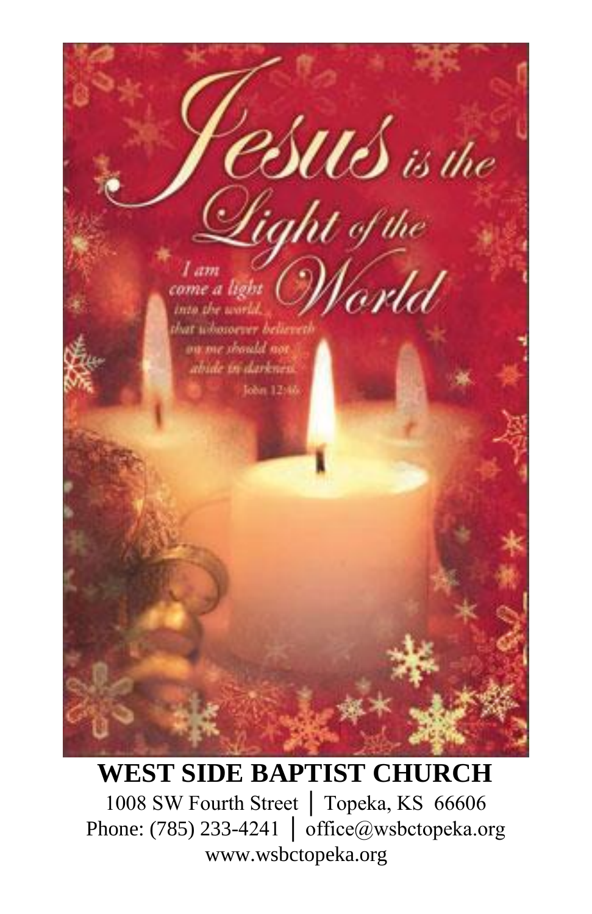# Jesus is the Light of the World

*I am come a light into the world, that whosoever believeth on me should not abide in darkness.*
John 12:46

**WEST SIDE BAPTIST CHURCH**

1008 SW Fourth Street │ Topeka, KS 66606

Phone: (785) 233-4241 │ office@wsbctopeka.org

www.wsbctopeka.org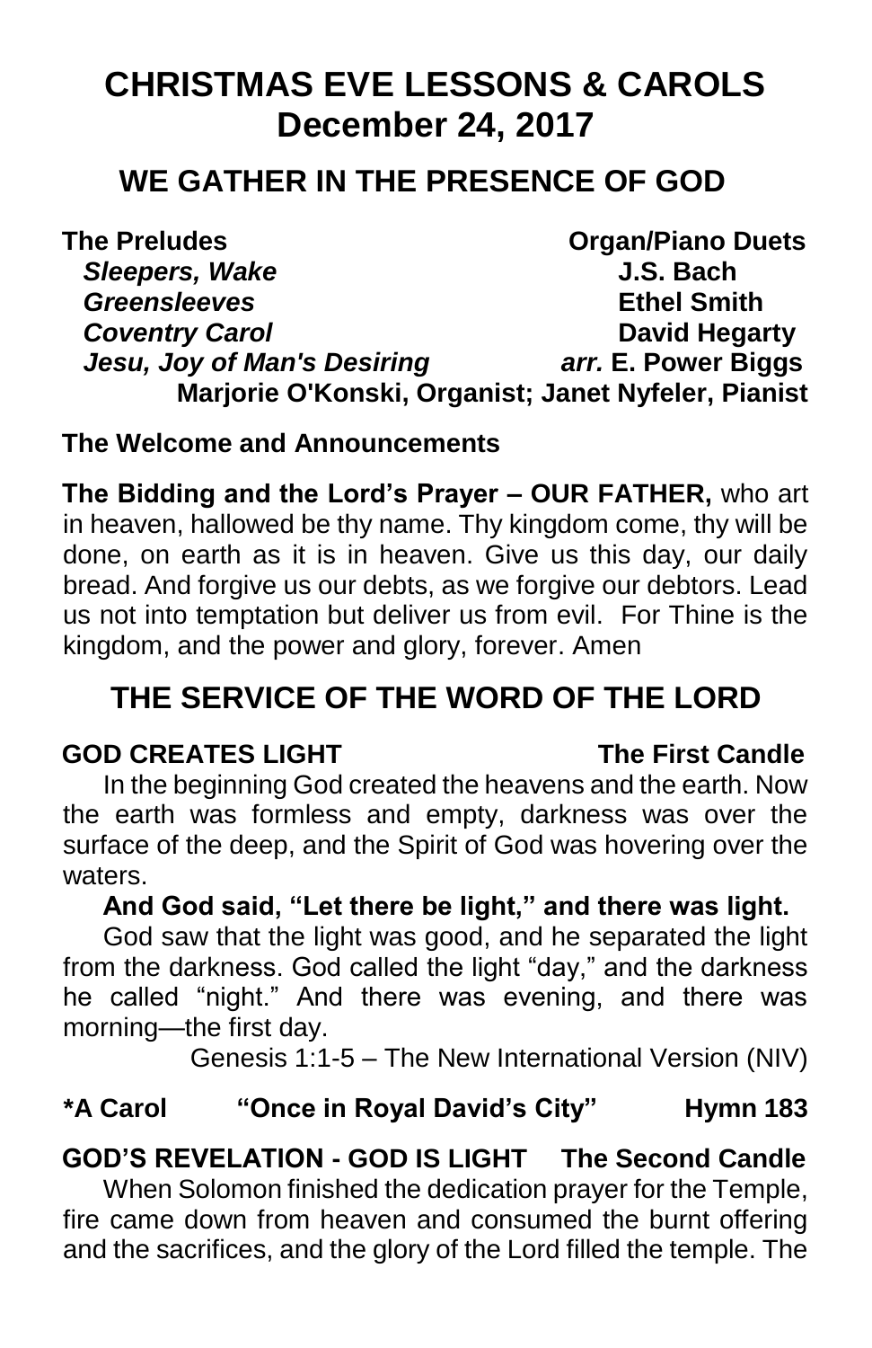# CHRISTMAS EVE LESSONS & CAROLS
# December 24, 2017

## WE GATHER IN THE PRESENCE OF GOD

**The Preludes** **Organ/Piano Duets**

| | |
|---|---|
| ***Sleepers, Wake*** | **J.S. Bach** |
| ***Greensleeves*** | **Ethel Smith** |
| ***Coventry Carol*** | **David Hegarty** |
| ***Jesu, Joy of Man's Desiring*** | ***arr.* E. Power Biggs** |

**Marjorie O'Konski, Organist; Janet Nyfeler, Pianist**

**The Welcome and Announcements**

**The Bidding and the Lord's Prayer – OUR FATHER,** who art in heaven, hallowed be thy name. Thy kingdom come, thy will be done, on earth as it is in heaven. Give us this day, our daily bread. And forgive us our debts, as we forgive our debtors. Lead us not into temptation but deliver us from evil. For Thine is the kingdom, and the power and glory, forever. Amen

## THE SERVICE OF THE WORD OF THE LORD

**GOD CREATES LIGHT** **The First Candle**

In the beginning God created the heavens and the earth. Now the earth was formless and empty, darkness was over the surface of the deep, and the Spirit of God was hovering over the waters.

**And God said, "Let there be light," and there was light.**

God saw that the light was good, and he separated the light from the darkness. God called the light "day," and the darkness he called "night." And there was evening, and there was morning—the first day.

Genesis 1:1-5 – The New International Version (NIV)

**\*A Carol "Once in Royal David's City" Hymn 183**

**GOD'S REVELATION - GOD IS LIGHT The Second Candle**

When Solomon finished the dedication prayer for the Temple, fire came down from heaven and consumed the burnt offering and the sacrifices, and the glory of the Lord filled the temple. The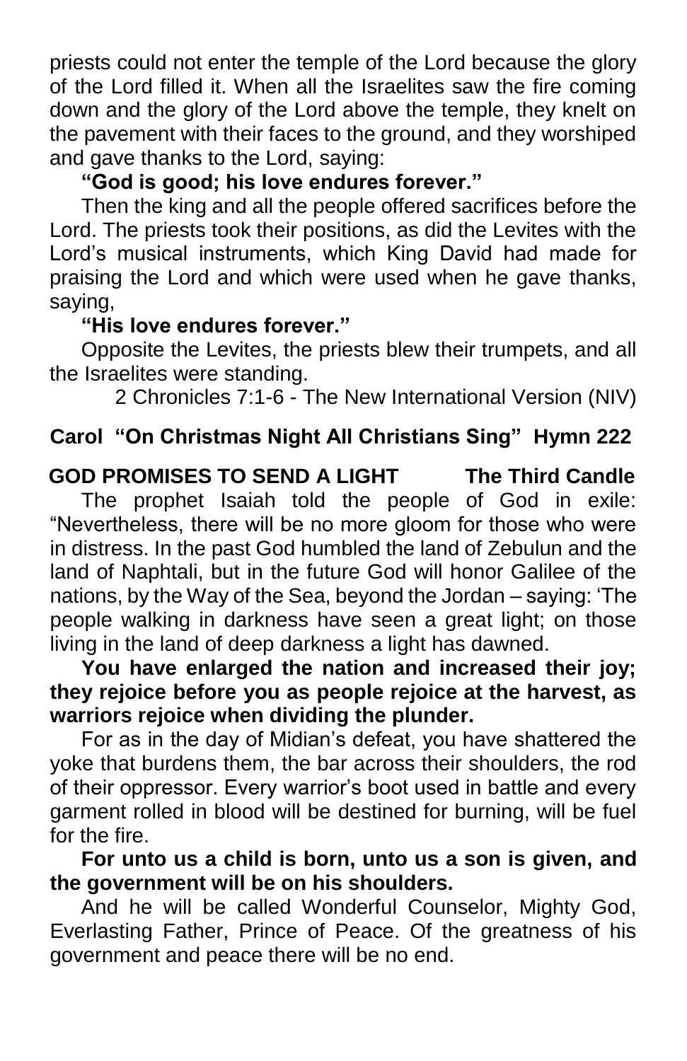priests could not enter the temple of the Lord because the glory of the Lord filled it. When all the Israelites saw the fire coming down and the glory of the Lord above the temple, they knelt on the pavement with their faces to the ground, and they worshiped and gave thanks to the Lord, saying:

**"God is good; his love endures forever."**

Then the king and all the people offered sacrifices before the Lord. The priests took their positions, as did the Levites with the Lord's musical instruments, which King David had made for praising the Lord and which were used when he gave thanks, saying,

**"His love endures forever."**

Opposite the Levites, the priests blew their trumpets, and all the Israelites were standing.

2 Chronicles 7:1-6 - The New International Version (NIV)

**Carol "On Christmas Night All Christians Sing" Hymn 222**

**GOD PROMISES TO SEND A LIGHT — The Third Candle**

The prophet Isaiah told the people of God in exile: "Nevertheless, there will be no more gloom for those who were in distress. In the past God humbled the land of Zebulun and the land of Naphtali, but in the future God will honor Galilee of the nations, by the Way of the Sea, beyond the Jordan – saying: 'The people walking in darkness have seen a great light; on those living in the land of deep darkness a light has dawned.

**You have enlarged the nation and increased their joy; they rejoice before you as people rejoice at the harvest, as warriors rejoice when dividing the plunder.**

For as in the day of Midian's defeat, you have shattered the yoke that burdens them, the bar across their shoulders, the rod of their oppressor. Every warrior's boot used in battle and every garment rolled in blood will be destined for burning, will be fuel for the fire.

**For unto us a child is born, unto us a son is given, and the government will be on his shoulders.**

And he will be called Wonderful Counselor, Mighty God, Everlasting Father, Prince of Peace. Of the greatness of his government and peace there will be no end.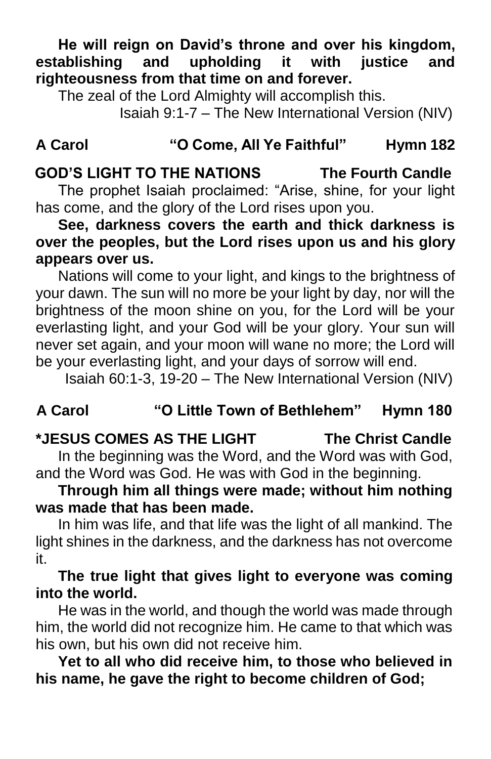**He will reign on David's throne and over his kingdom, establishing and upholding it with justice and righteousness from that time on and forever.**

The zeal of the Lord Almighty will accomplish this.

Isaiah 9:1-7 – The New International Version (NIV)

**A Carol "O Come, All Ye Faithful" Hymn 182**

**GOD'S LIGHT TO THE NATIONS The Fourth Candle**

The prophet Isaiah proclaimed: "Arise, shine, for your light has come, and the glory of the Lord rises upon you.

**See, darkness covers the earth and thick darkness is over the peoples, but the Lord rises upon us and his glory appears over us.**

Nations will come to your light, and kings to the brightness of your dawn. The sun will no more be your light by day, nor will the brightness of the moon shine on you, for the Lord will be your everlasting light, and your God will be your glory. Your sun will never set again, and your moon will wane no more; the Lord will be your everlasting light, and your days of sorrow will end.

Isaiah 60:1-3, 19-20 – The New International Version (NIV)

**A Carol "O Little Town of Bethlehem" Hymn 180**

**\*JESUS COMES AS THE LIGHT The Christ Candle**

In the beginning was the Word, and the Word was with God, and the Word was God. He was with God in the beginning.

**Through him all things were made; without him nothing was made that has been made.**

In him was life, and that life was the light of all mankind. The light shines in the darkness, and the darkness has not overcome it.

**The true light that gives light to everyone was coming into the world.**

He was in the world, and though the world was made through him, the world did not recognize him. He came to that which was his own, but his own did not receive him.

**Yet to all who did receive him, to those who believed in his name, he gave the right to become children of God;**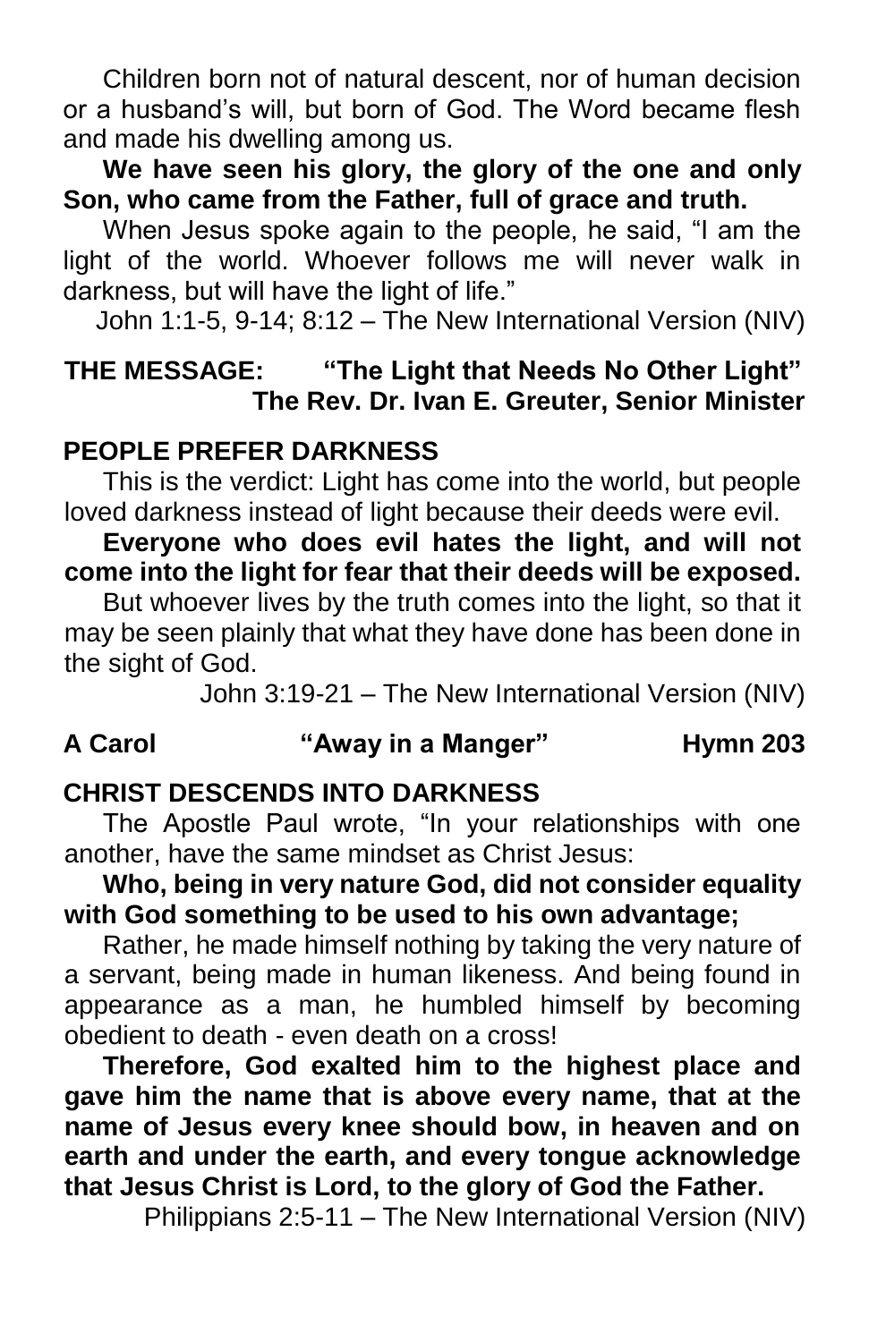Children born not of natural descent, nor of human decision or a husband's will, but born of God. The Word became flesh and made his dwelling among us.

**We have seen his glory, the glory of the one and only Son, who came from the Father, full of grace and truth.**

When Jesus spoke again to the people, he said, "I am the light of the world. Whoever follows me will never walk in darkness, but will have the light of life."

John 1:1-5, 9-14; 8:12 – The New International Version (NIV)

**THE MESSAGE: "The Light that Needs No Other Light"**
**The Rev. Dr. Ivan E. Greuter, Senior Minister**

**PEOPLE PREFER DARKNESS**

This is the verdict: Light has come into the world, but people loved darkness instead of light because their deeds were evil.

**Everyone who does evil hates the light, and will not come into the light for fear that their deeds will be exposed.**

But whoever lives by the truth comes into the light, so that it may be seen plainly that what they have done has been done in the sight of God.

John 3:19-21 – The New International Version (NIV)

**A Carol "Away in a Manger" Hymn 203**

**CHRIST DESCENDS INTO DARKNESS**

The Apostle Paul wrote, "In your relationships with one another, have the same mindset as Christ Jesus:

**Who, being in very nature God, did not consider equality with God something to be used to his own advantage;**

Rather, he made himself nothing by taking the very nature of a servant, being made in human likeness. And being found in appearance as a man, he humbled himself by becoming obedient to death - even death on a cross!

**Therefore, God exalted him to the highest place and gave him the name that is above every name, that at the name of Jesus every knee should bow, in heaven and on earth and under the earth, and every tongue acknowledge that Jesus Christ is Lord, to the glory of God the Father.**

Philippians 2:5-11 – The New International Version (NIV)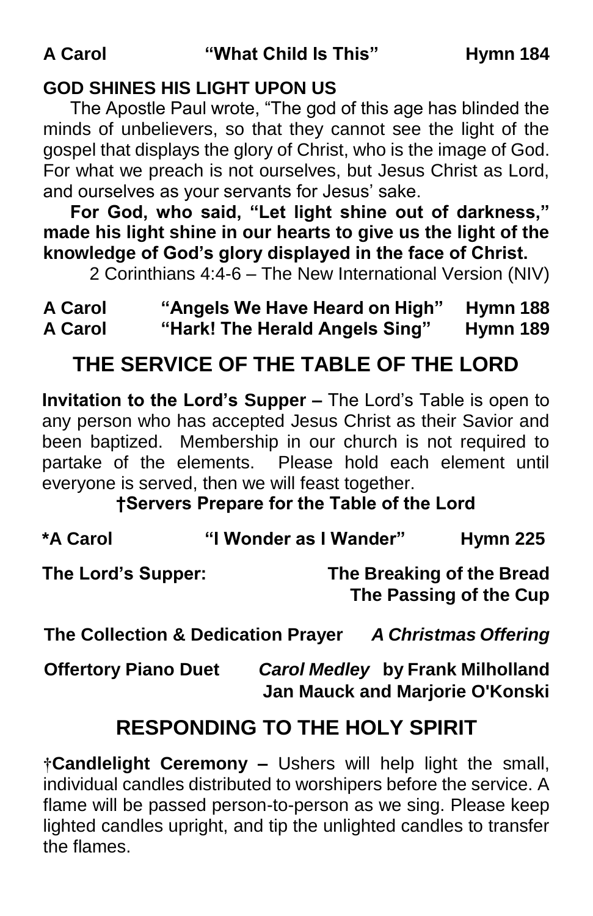**A Carol** **"What Child Is This"** **Hymn 184**

**GOD SHINES HIS LIGHT UPON US**

The Apostle Paul wrote, "The god of this age has blinded the minds of unbelievers, so that they cannot see the light of the gospel that displays the glory of Christ, who is the image of God. For what we preach is not ourselves, but Jesus Christ as Lord, and ourselves as your servants for Jesus' sake.

**For God, who said, "Let light shine out of darkness," made his light shine in our hearts to give us the light of the knowledge of God's glory displayed in the face of Christ.**

2 Corinthians 4:4-6 – The New International Version (NIV)

**A Carol** **"Angels We Have Heard on High"** **Hymn 188**
**A Carol** **"Hark! The Herald Angels Sing"** **Hymn 189**

## THE SERVICE OF THE TABLE OF THE LORD

**Invitation to the Lord's Supper –** The Lord's Table is open to any person who has accepted Jesus Christ as their Savior and been baptized. Membership in our church is not required to partake of the elements. Please hold each element until everyone is served, then we will feast together.

**†Servers Prepare for the Table of the Lord**

**\*A Carol** **"I Wonder as I Wander"** **Hymn 225**

**The Lord's Supper:** **The Breaking of the Bread**
**The Passing of the Cup**

**The Collection & Dedication Prayer** ***A Christmas Offering***

**Offertory Piano Duet** ***Carol Medley*** **by Frank Milholland**
**Jan Mauck and Marjorie O'Konski**

## RESPONDING TO THE HOLY SPIRIT

†**Candlelight Ceremony –** Ushers will help light the small, individual candles distributed to worshipers before the service. A flame will be passed person-to-person as we sing. Please keep lighted candles upright, and tip the unlighted candles to transfer the flames.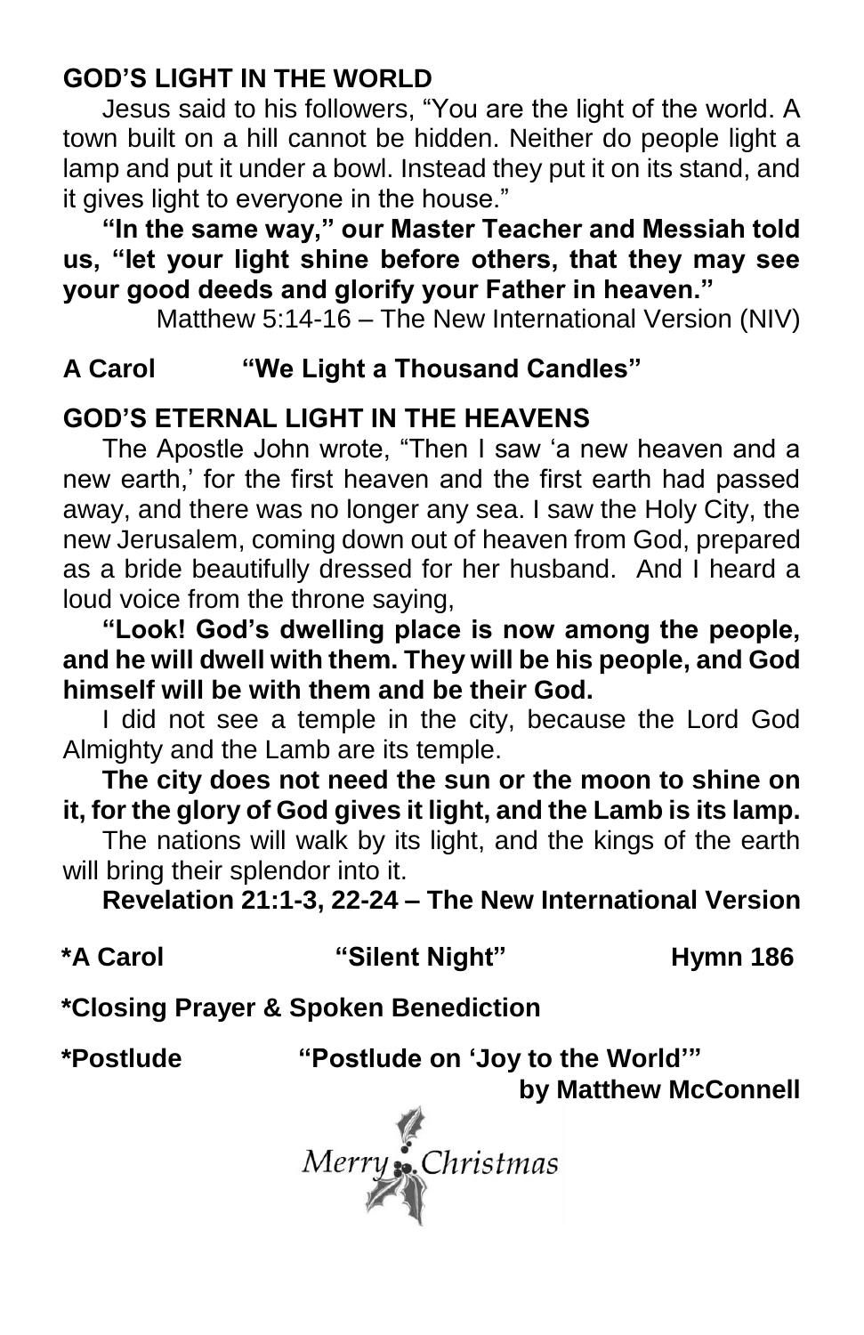## GOD'S LIGHT IN THE WORLD

Jesus said to his followers, "You are the light of the world. A town built on a hill cannot be hidden. Neither do people light a lamp and put it under a bowl. Instead they put it on its stand, and it gives light to everyone in the house."

**"In the same way," our Master Teacher and Messiah told us, "let your light shine before others, that they may see your good deeds and glorify your Father in heaven."**

Matthew 5:14-16 – The New International Version (NIV)

**A Carol "We Light a Thousand Candles"**

## GOD'S ETERNAL LIGHT IN THE HEAVENS

The Apostle John wrote, "Then I saw 'a new heaven and a new earth,' for the first heaven and the first earth had passed away, and there was no longer any sea. I saw the Holy City, the new Jerusalem, coming down out of heaven from God, prepared as a bride beautifully dressed for her husband. And I heard a loud voice from the throne saying,

**"Look! God's dwelling place is now among the people, and he will dwell with them. They will be his people, and God himself will be with them and be their God.**

I did not see a temple in the city, because the Lord God Almighty and the Lamb are its temple.

**The city does not need the sun or the moon to shine on it, for the glory of God gives it light, and the Lamb is its lamp.**

The nations will walk by its light, and the kings of the earth will bring their splendor into it.

**Revelation 21:1-3, 22-24 – The New International Version**

**\*A Carol "Silent Night" Hymn 186**

**\*Closing Prayer & Spoken Benediction**

**\*Postlude "Postlude on 'Joy to the World'" by Matthew McConnell**

*Merry Christmas*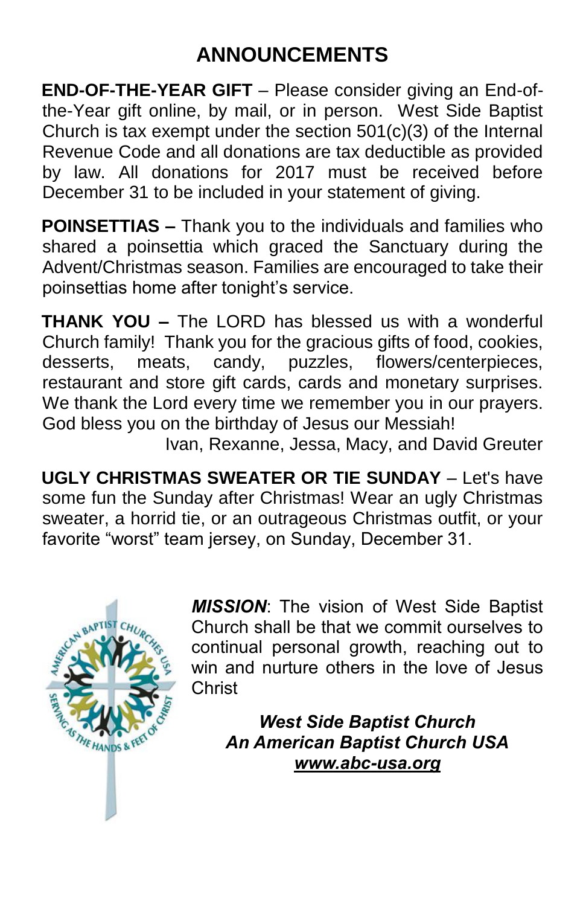# ANNOUNCEMENTS

**END-OF-THE-YEAR GIFT** – Please consider giving an End-of-the-Year gift online, by mail, or in person. West Side Baptist Church is tax exempt under the section 501(c)(3) of the Internal Revenue Code and all donations are tax deductible as provided by law. All donations for 2017 must be received before December 31 to be included in your statement of giving.

**POINSETTIAS –** Thank you to the individuals and families who shared a poinsettia which graced the Sanctuary during the Advent/Christmas season. Families are encouraged to take their poinsettias home after tonight's service.

**THANK YOU –** The LORD has blessed us with a wonderful Church family! Thank you for the gracious gifts of food, cookies, desserts, meats, candy, puzzles, flowers/centerpieces, restaurant and store gift cards, cards and monetary surprises. We thank the Lord every time we remember you in our prayers. God bless you on the birthday of Jesus our Messiah!

Ivan, Rexanne, Jessa, Macy, and David Greuter

**UGLY CHRISTMAS SWEATER OR TIE SUNDAY** – Let's have some fun the Sunday after Christmas! Wear an ugly Christmas sweater, a horrid tie, or an outrageous Christmas outfit, or your favorite "worst" team jersey, on Sunday, December 31.

AMERICAN BAPTIST CHURCHES USA
SERVING AS THE HANDS & FEET OF CHRIST

***MISSION***: The vision of West Side Baptist Church shall be that we commit ourselves to continual personal growth, reaching out to win and nurture others in the love of Jesus Christ

***West Side Baptist Church***
***An American Baptist Church USA***
***www.abc-usa.org***